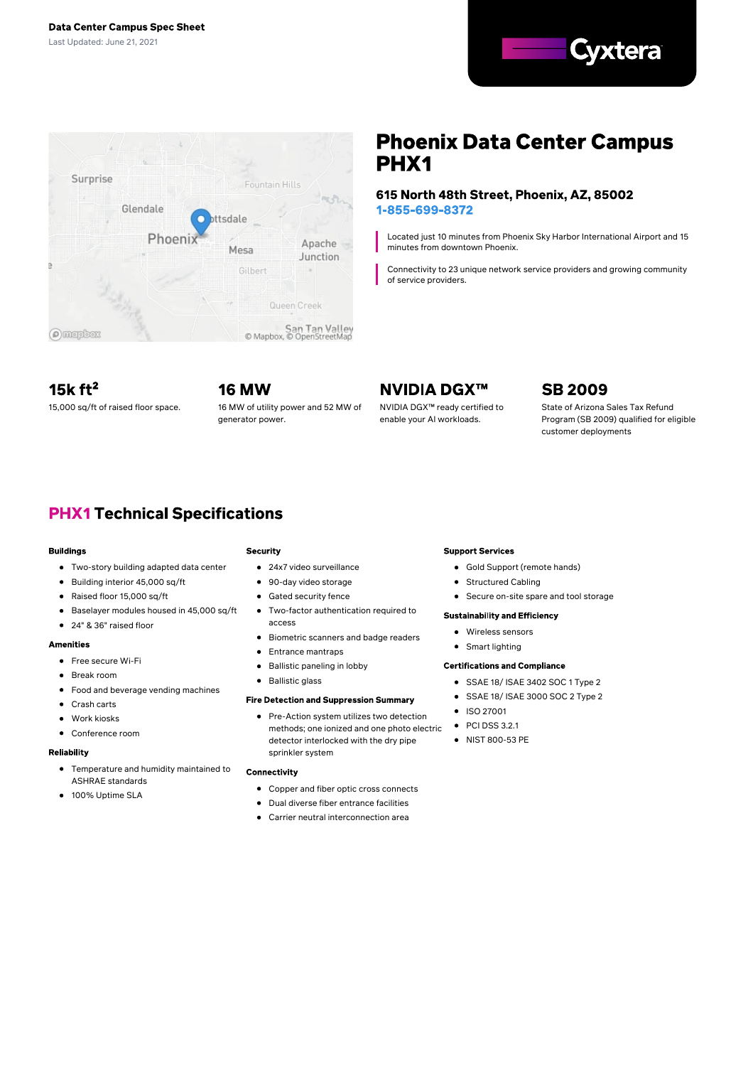**Data Center Campus Spec Sheet**

Last Updated: June 21, 2021

Cyxtera

# Phoenix Data Center Campus PHX1

### 615 North 48th Street, Phoenix, AZ, 85002

1-855-699-8372

Located just 10 minutes from Phoenix Sky Harbor International Airport and 15 minutes from downtown Phoenix.

Connectivity to 23 unique network service providers and growing community of service providers.

## 15k ft$^2$

15,000 sq/ft of raised floor space.

## 16 MW

16 MW of utility power and 52 MW of generator power.

## NVIDIA DGX™

NVIDIA DGX™ ready certified to enable your AI workloads.

## SB 2009

State of Arizona Sales Tax Refund Program (SB 2009) qualified for eligible customer deployments

## PHX1 Technical Specifications

#### Buildings

- Two-story building adapted data center
- Building interior 45,000 sq/ft
- Raised floor 15,000 sq/ft
- Baselayer modules housed in 45,000 sq/ft
- 24" & 36" raised floor

#### Amenities

- Free secure Wi-Fi
- Break room
- Food and beverage vending machines
- Crash carts
- Work kiosks
- Conference room

#### Reliability

- Temperature and humidity maintained to ASHRAE standards
- 100% Uptime SLA

#### Security

- 24x7 video surveillance
- 90-day video storage
- Gated security fence
- Two-factor authentication required to access
- Biometric scanners and badge readers
- Entrance mantraps
- Ballistic paneling in lobby
- Ballistic glass

#### Fire Detection and Suppression Summary

- Pre-Action system utilizes two detection methods; one ionized and one photo electric detector interlocked with the dry pipe sprinkler system

#### Connectivity

- Copper and fiber optic cross connects
- Dual diverse fiber entrance facilities
- Carrier neutral interconnection area

#### Support Services

- Gold Support (remote hands)
- Structured Cabling
- Secure on-site spare and tool storage

#### Sustainability and Efficiency

- Wireless sensors
- Smart lighting

#### Certifications and Compliance

- SSAE 18/ ISAE 3402 SOC 1 Type 2
- SSAE 18/ ISAE 3000 SOC 2 Type 2
- ISO 27001
- PCI DSS 3.2.1
- NIST 800-53 PE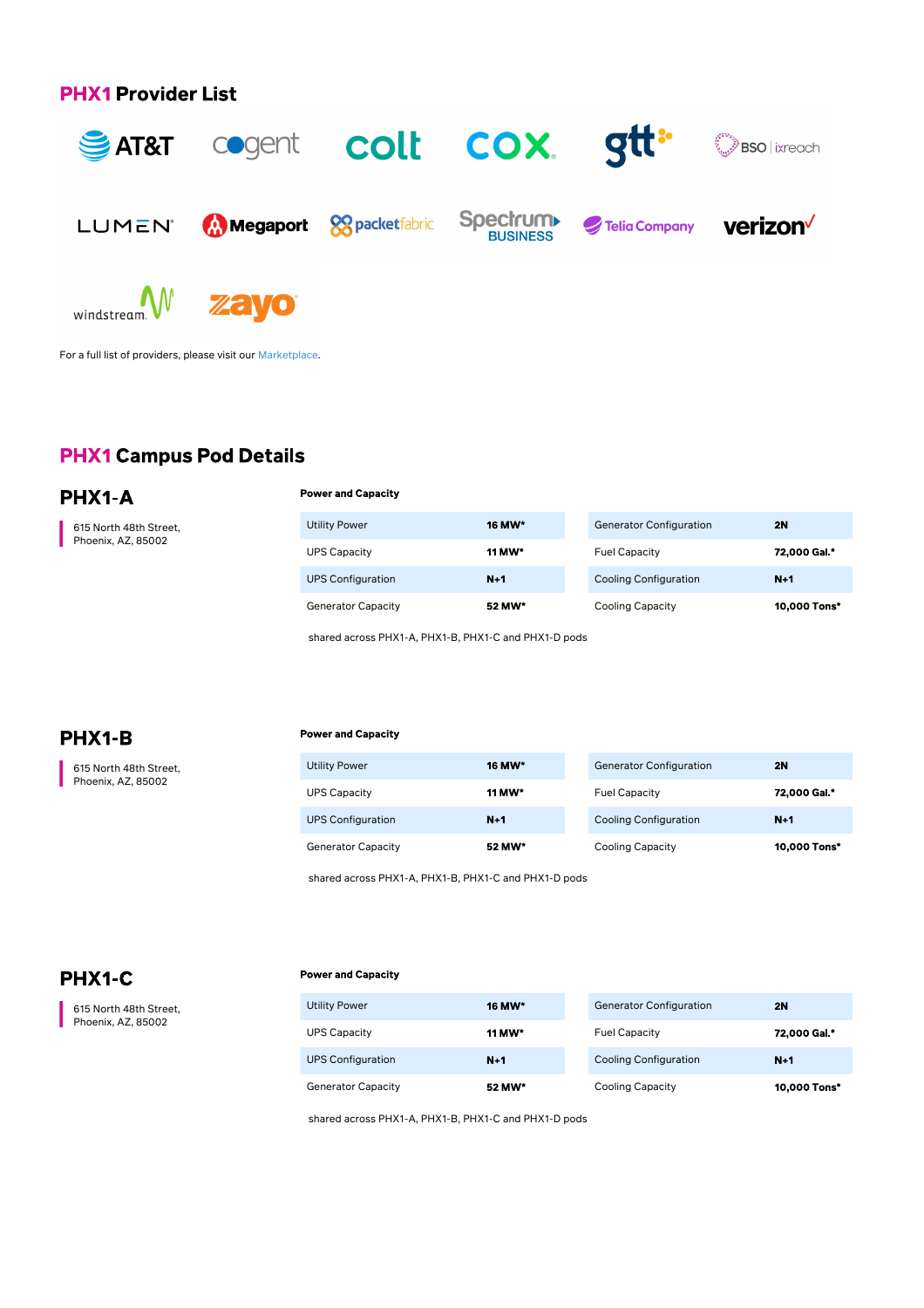## PHX1 Provider List

AT&T, cogent, colt, COX, gtt, BSO | ixreach, LUMEN, Megaport, packetfabric, Spectrum BUSINESS, Telia Company, verizon, windstream, zayo

For a full list of providers, please visit our Marketplace.

## PHX1 Campus Pod Details

### PHX1-A

615 North 48th Street,
Phoenix, AZ, 85002

**Power and Capacity**

| | | | |
|---|---|---|---|
| Utility Power | 16 MW* | Generator Configuration | 2N |
| UPS Capacity | 11 MW* | Fuel Capacity | 72,000 Gal.* |
| UPS Configuration | N+1 | Cooling Configuration | N+1 |
| Generator Capacity | 52 MW* | Cooling Capacity | 10,000 Tons* |

shared across PHX1-A, PHX1-B, PHX1-C and PHX1-D pods

### PHX1-B

615 North 48th Street,
Phoenix, AZ, 85002

**Power and Capacity**

| | | | |
|---|---|---|---|
| Utility Power | 16 MW* | Generator Configuration | 2N |
| UPS Capacity | 11 MW* | Fuel Capacity | 72,000 Gal.* |
| UPS Configuration | N+1 | Cooling Configuration | N+1 |
| Generator Capacity | 52 MW* | Cooling Capacity | 10,000 Tons* |

shared across PHX1-A, PHX1-B, PHX1-C and PHX1-D pods

### PHX1-C

615 North 48th Street,
Phoenix, AZ, 85002

**Power and Capacity**

| | | | |
|---|---|---|---|
| Utility Power | 16 MW* | Generator Configuration | 2N |
| UPS Capacity | 11 MW* | Fuel Capacity | 72,000 Gal.* |
| UPS Configuration | N+1 | Cooling Configuration | N+1 |
| Generator Capacity | 52 MW* | Cooling Capacity | 10,000 Tons* |

shared across PHX1-A, PHX1-B, PHX1-C and PHX1-D pods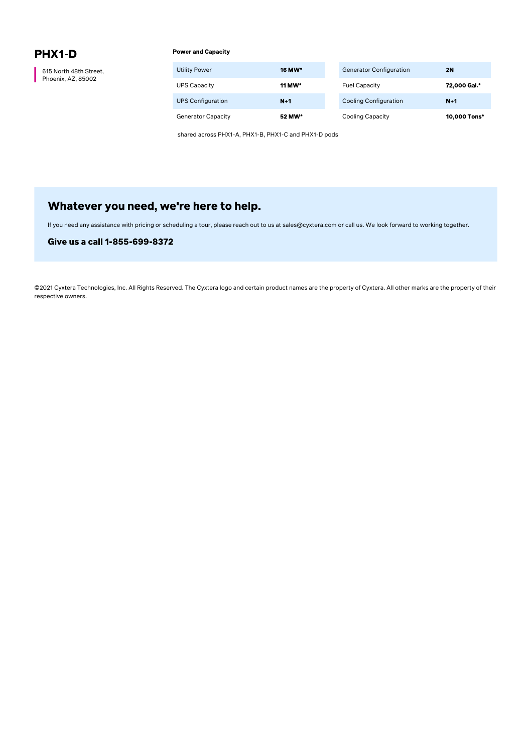## PHX1-D

615 North 48th Street,
Phoenix, AZ, 85002

**Power and Capacity**

| | | | |
|---|---|---|---|
| Utility Power | **16 MW*** | Generator Configuration | **2N** |
| UPS Capacity | **11 MW*** | Fuel Capacity | **72,000 Gal.*** |
| UPS Configuration | **N+1** | Cooling Configuration | **N+1** |
| Generator Capacity | **52 MW*** | Cooling Capacity | **10,000 Tons*** |

shared across PHX1-A, PHX1-B, PHX1-C and PHX1-D pods

## Whatever you need, we're here to help.

If you need any assistance with pricing or scheduling a tour, please reach out to us at sales@cyxtera.com or call us. We look forward to working together.

**Give us a call 1-855-699-8372**

©2021 Cyxtera Technologies, Inc. All Rights Reserved. The Cyxtera logo and certain product names are the property of Cyxtera. All other marks are the property of their respective owners.